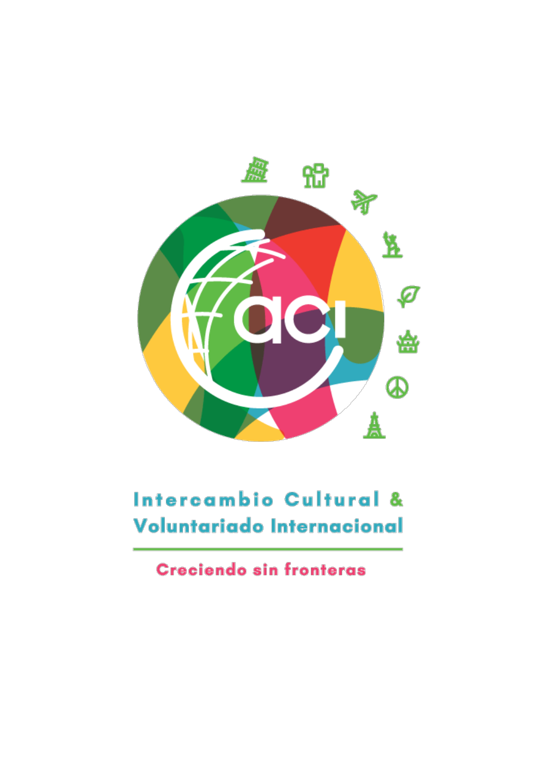aci

# Intercambio Cultural & Voluntariado Internacional

---

Creciendo sin fronteras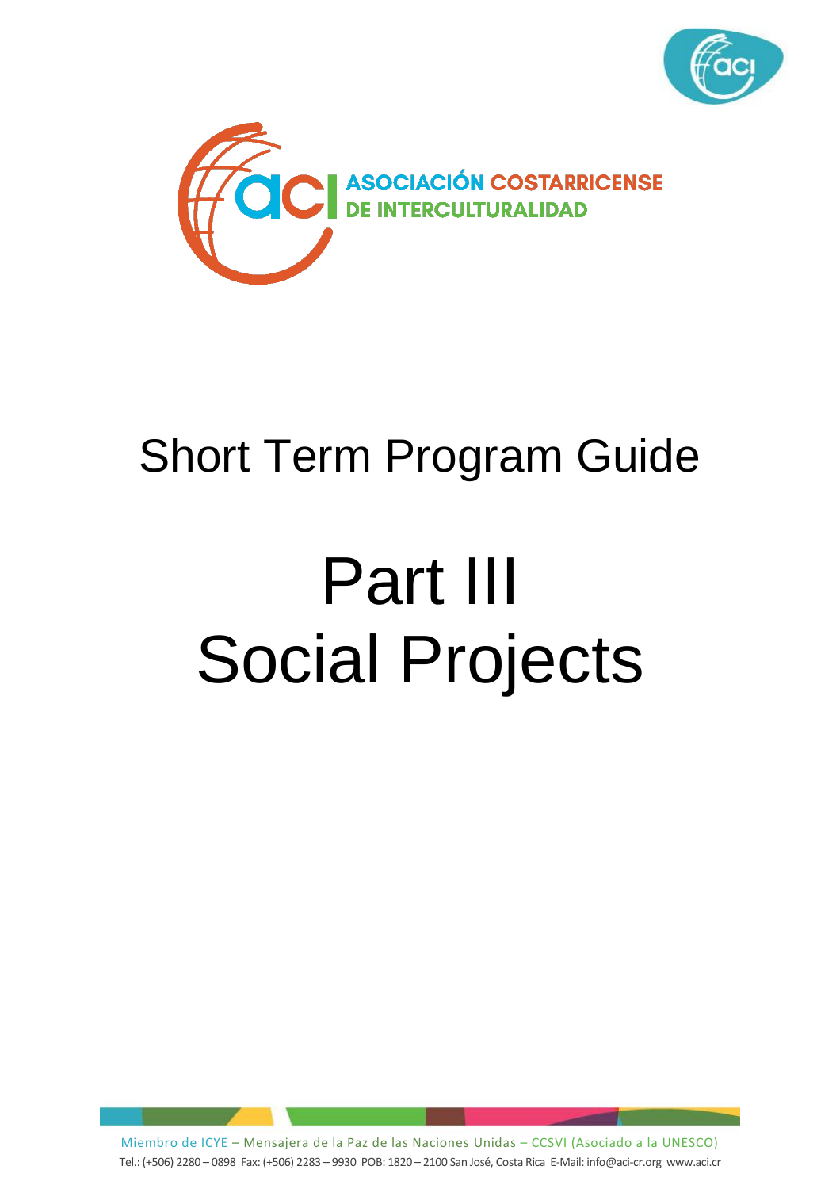# Short Term Program Guide

# Part III
# Social Projects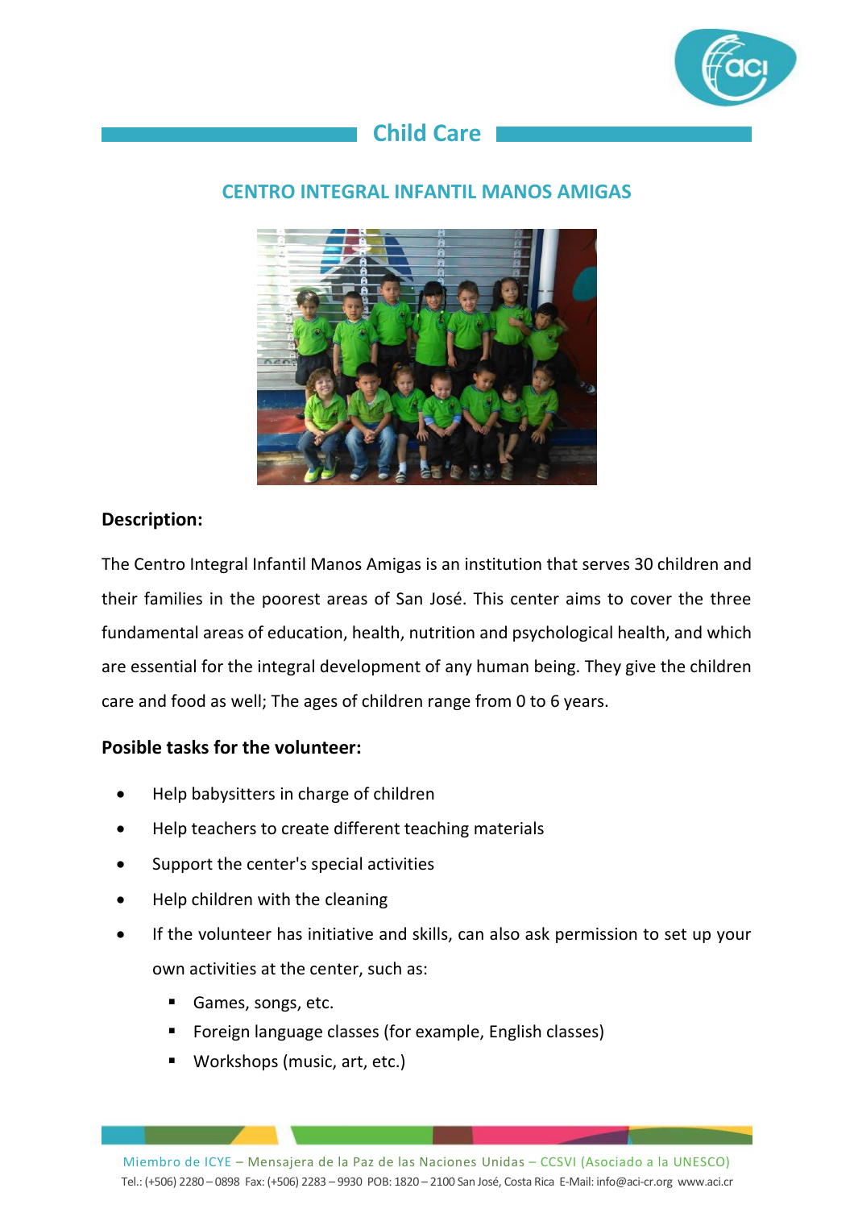## Child Care

### CENTRO INTEGRAL INFANTIL MANOS AMIGAS

**Description:**

The Centro Integral Infantil Manos Amigas is an institution that serves 30 children and their families in the poorest areas of San José. This center aims to cover the three fundamental areas of education, health, nutrition and psychological health, and which are essential for the integral development of any human being. They give the children care and food as well; The ages of children range from 0 to 6 years.

**Posible tasks for the volunteer:**

- Help babysitters in charge of children
- Help teachers to create different teaching materials
- Support the center's special activities
- Help children with the cleaning
- If the volunteer has initiative and skills, can also ask permission to set up your own activities at the center, such as:
  - Games, songs, etc.
  - Foreign language classes (for example, English classes)
  - Workshops (music, art, etc.)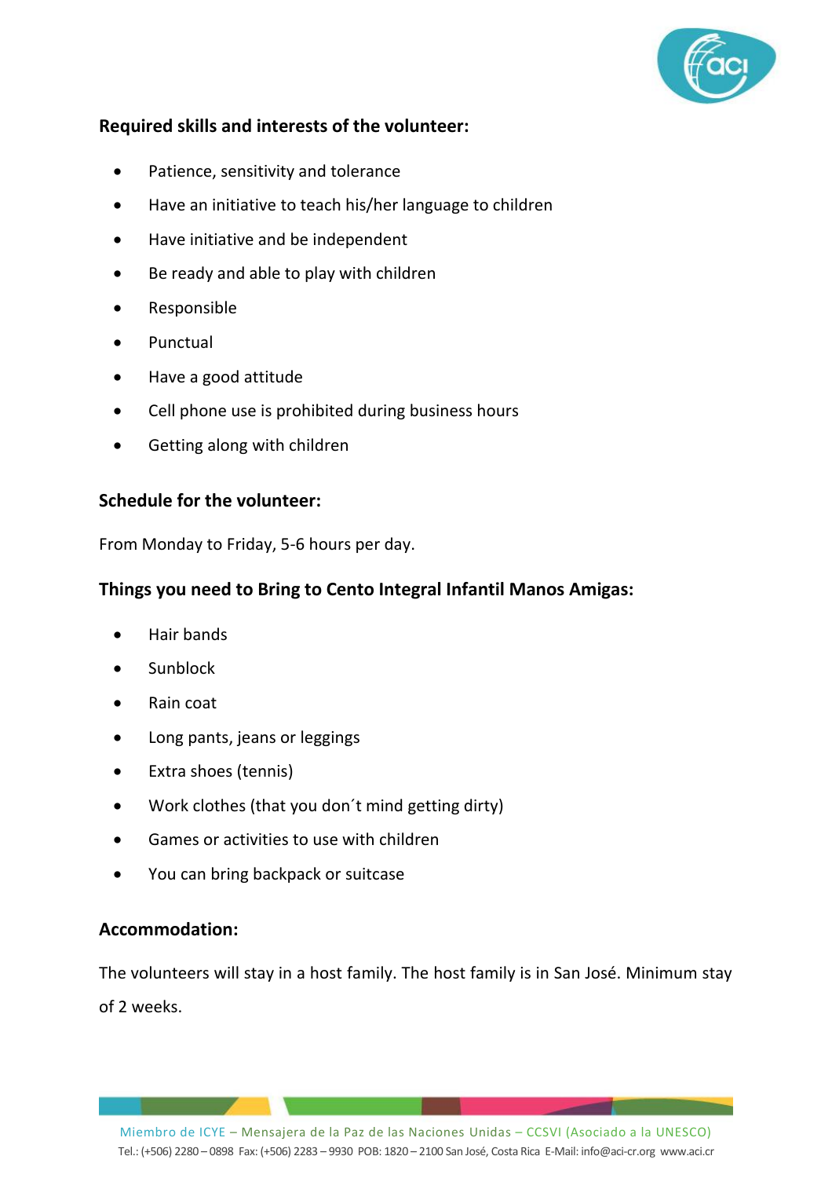**Required skills and interests of the volunteer:**

- Patience, sensitivity and tolerance
- Have an initiative to teach his/her language to children
- Have initiative and be independent
- Be ready and able to play with children
- Responsible
- Punctual
- Have a good attitude
- Cell phone use is prohibited during business hours
- Getting along with children

**Schedule for the volunteer:**

From Monday to Friday, 5-6 hours per day.

**Things you need to Bring to Cento Integral Infantil Manos Amigas:**

- Hair bands
- Sunblock
- Rain coat
- Long pants, jeans or leggings
- Extra shoes (tennis)
- Work clothes (that you don´t mind getting dirty)
- Games or activities to use with children
- You can bring backpack or suitcase

**Accommodation:**

The volunteers will stay in a host family. The host family is in San José. Minimum stay of 2 weeks.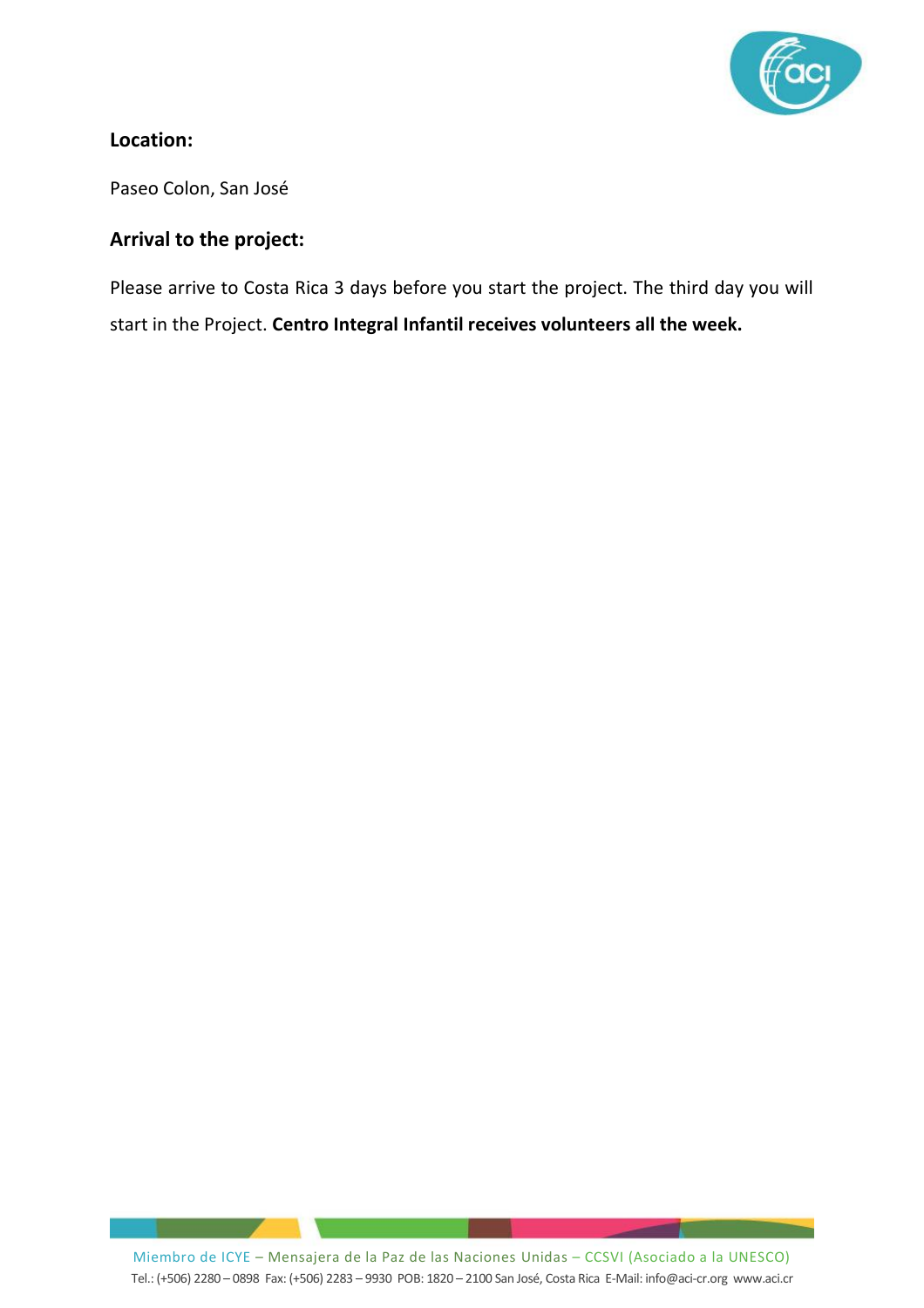**Location:**

Paseo Colon, San José

**Arrival to the project:**

Please arrive to Costa Rica 3 days before you start the project. The third day you will start in the Project. **Centro Integral Infantil receives volunteers all the week.**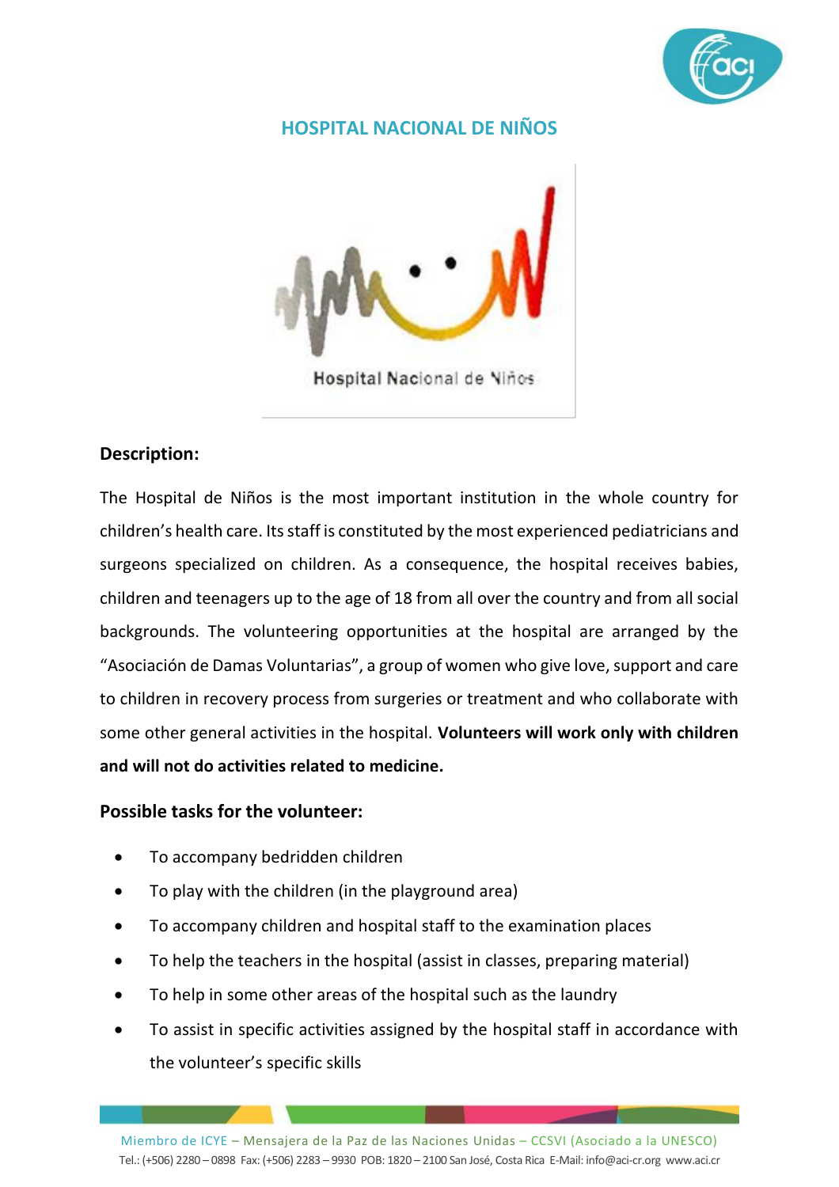## HOSPITAL NACIONAL DE NIÑOS

### Description:

The Hospital de Niños is the most important institution in the whole country for children's health care. Its staff is constituted by the most experienced pediatricians and surgeons specialized on children. As a consequence, the hospital receives babies, children and teenagers up to the age of 18 from all over the country and from all social backgrounds. The volunteering opportunities at the hospital are arranged by the "Asociación de Damas Voluntarias", a group of women who give love, support and care to children in recovery process from surgeries or treatment and who collaborate with some other general activities in the hospital. **Volunteers will work only with children and will not do activities related to medicine.**

### Possible tasks for the volunteer:

- To accompany bedridden children
- To play with the children (in the playground area)
- To accompany children and hospital staff to the examination places
- To help the teachers in the hospital (assist in classes, preparing material)
- To help in some other areas of the hospital such as the laundry
- To assist in specific activities assigned by the hospital staff in accordance with the volunteer's specific skills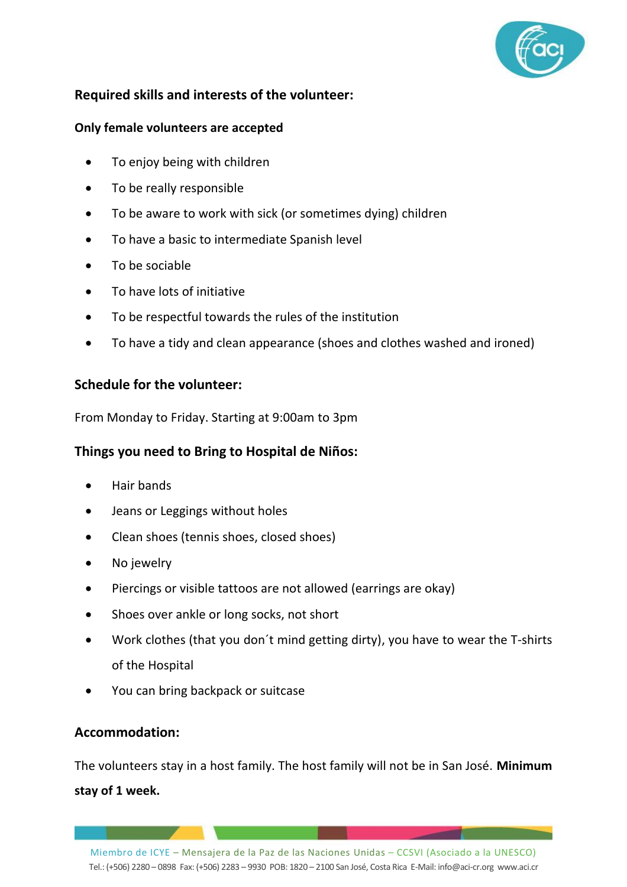## Required skills and interests of the volunteer:

**Only female volunteers are accepted**

- To enjoy being with children
- To be really responsible
- To be aware to work with sick (or sometimes dying) children
- To have a basic to intermediate Spanish level
- To be sociable
- To have lots of initiative
- To be respectful towards the rules of the institution
- To have a tidy and clean appearance (shoes and clothes washed and ironed)

## Schedule for the volunteer:

From Monday to Friday. Starting at 9:00am to 3pm

## Things you need to Bring to Hospital de Niños:

- Hair bands
- Jeans or Leggings without holes
- Clean shoes (tennis shoes, closed shoes)
- No jewelry
- Piercings or visible tattoos are not allowed (earrings are okay)
- Shoes over ankle or long socks, not short
- Work clothes (that you don´t mind getting dirty), you have to wear the T-shirts of the Hospital
- You can bring backpack or suitcase

## Accommodation:

The volunteers stay in a host family. The host family will not be in San José. **Minimum stay of 1 week.**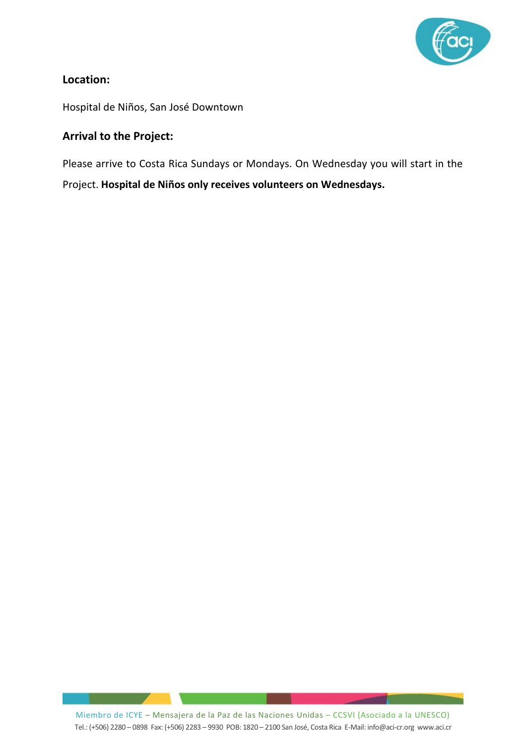### Location:

Hospital de Niños, San José Downtown

### Arrival to the Project:

Please arrive to Costa Rica Sundays or Mondays. On Wednesday you will start in the Project. **Hospital de Niños only receives volunteers on Wednesdays.**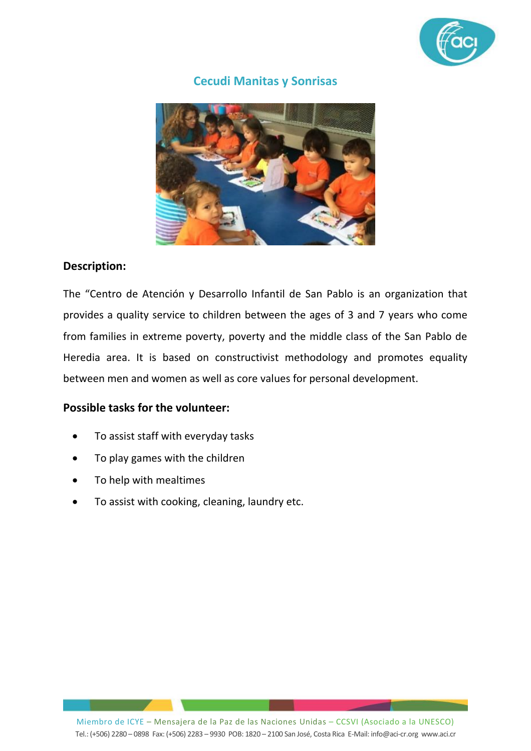## Cecudi Manitas y Sonrisas

**Description:**

The “Centro de Atención y Desarrollo Infantil de San Pablo is an organization that provides a quality service to children between the ages of 3 and 7 years who come from families in extreme poverty, poverty and the middle class of the San Pablo de Heredia area. It is based on constructivist methodology and promotes equality between men and women as well as core values for personal development.

**Possible tasks for the volunteer:**

- To assist staff with everyday tasks
- To play games with the children
- To help with mealtimes
- To assist with cooking, cleaning, laundry etc.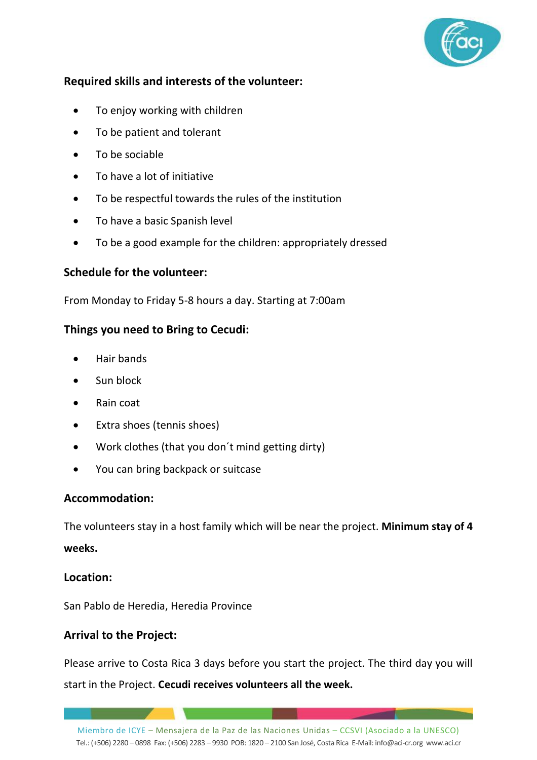## Required skills and interests of the volunteer:

- To enjoy working with children
- To be patient and tolerant
- To be sociable
- To have a lot of initiative
- To be respectful towards the rules of the institution
- To have a basic Spanish level
- To be a good example for the children: appropriately dressed

## Schedule for the volunteer:

From Monday to Friday 5-8 hours a day. Starting at 7:00am

## Things you need to Bring to Cecudi:

- Hair bands
- Sun block
- Rain coat
- Extra shoes (tennis shoes)
- Work clothes (that you don´t mind getting dirty)
- You can bring backpack or suitcase

## Accommodation:

The volunteers stay in a host family which will be near the project. **Minimum stay of 4 weeks.**

## Location:

San Pablo de Heredia, Heredia Province

## Arrival to the Project:

Please arrive to Costa Rica 3 days before you start the project. The third day you will start in the Project. **Cecudi receives volunteers all the week.**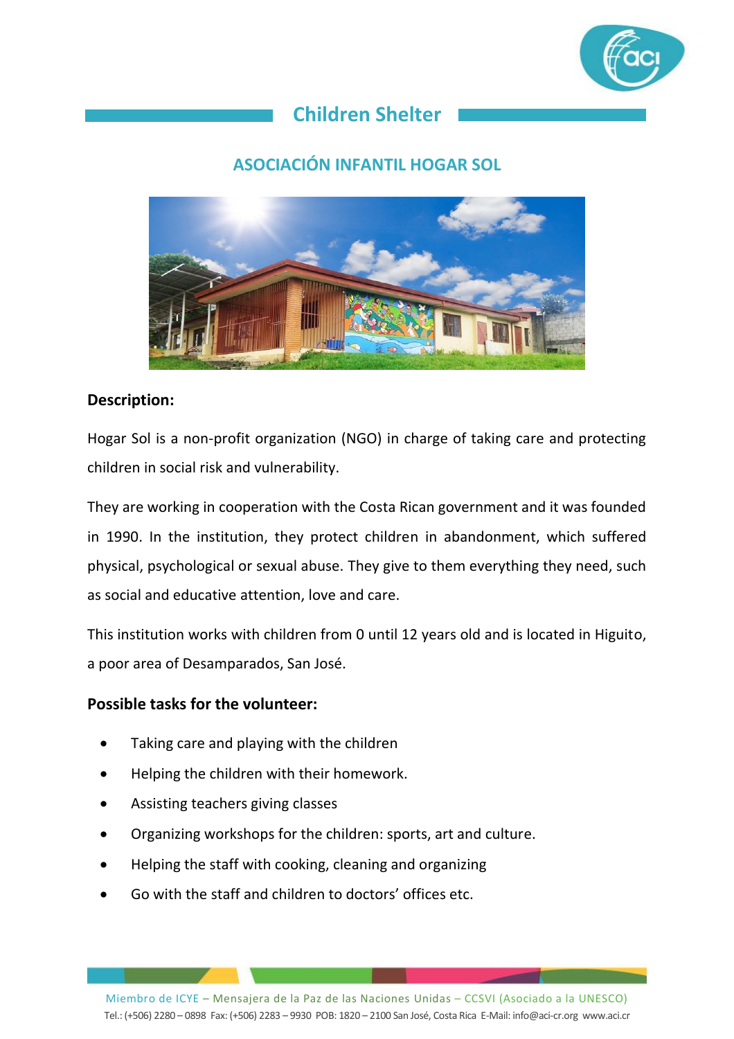## Children Shelter

### ASOCIACIÓN INFANTIL HOGAR SOL

**Description:**

Hogar Sol is a non-profit organization (NGO) in charge of taking care and protecting children in social risk and vulnerability.

They are working in cooperation with the Costa Rican government and it was founded in 1990. In the institution, they protect children in abandonment, which suffered physical, psychological or sexual abuse. They give to them everything they need, such as social and educative attention, love and care.

This institution works with children from 0 until 12 years old and is located in Higuito, a poor area of Desamparados, San José.

**Possible tasks for the volunteer:**

- Taking care and playing with the children
- Helping the children with their homework.
- Assisting teachers giving classes
- Organizing workshops for the children: sports, art and culture.
- Helping the staff with cooking, cleaning and organizing
- Go with the staff and children to doctors' offices etc.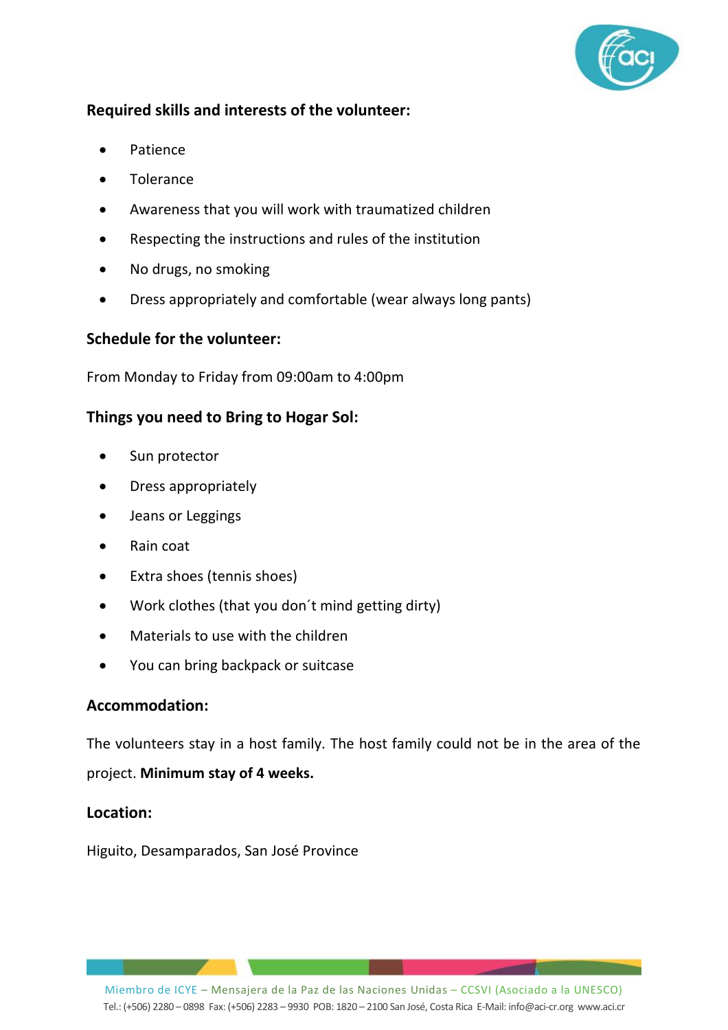**Required skills and interests of the volunteer:**

- Patience
- Tolerance
- Awareness that you will work with traumatized children
- Respecting the instructions and rules of the institution
- No drugs, no smoking
- Dress appropriately and comfortable (wear always long pants)

**Schedule for the volunteer:**

From Monday to Friday from 09:00am to 4:00pm

**Things you need to Bring to Hogar Sol:**

- Sun protector
- Dress appropriately
- Jeans or Leggings
- Rain coat
- Extra shoes (tennis shoes)
- Work clothes (that you don´t mind getting dirty)
- Materials to use with the children
- You can bring backpack or suitcase

**Accommodation:**

The volunteers stay in a host family. The host family could not be in the area of the project. **Minimum stay of 4 weeks.**

**Location:**

Higuito, Desamparados, San José Province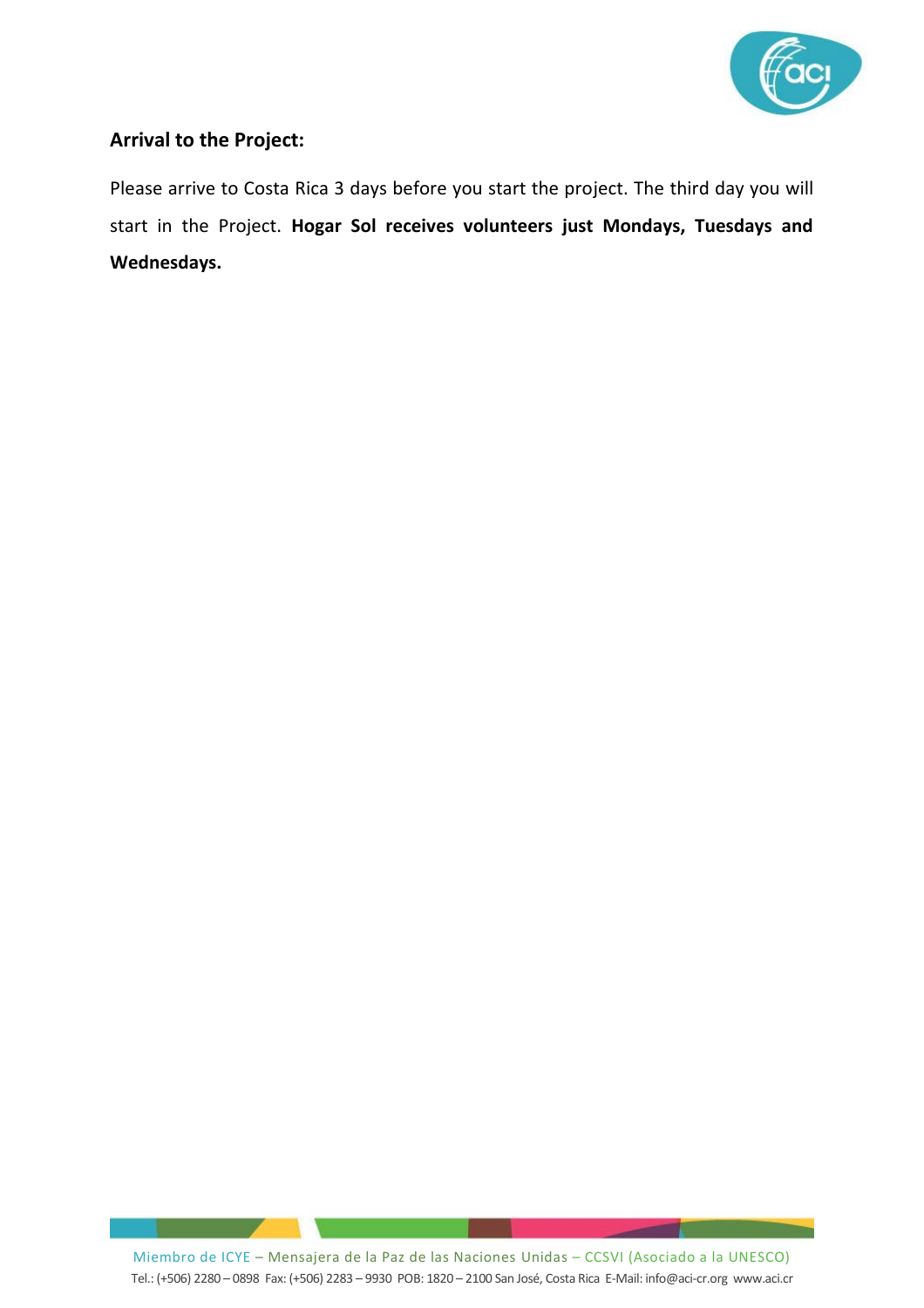## Arrival to the Project:

Please arrive to Costa Rica 3 days before you start the project. The third day you will start in the Project. **Hogar Sol receives volunteers just Mondays, Tuesdays and Wednesdays.**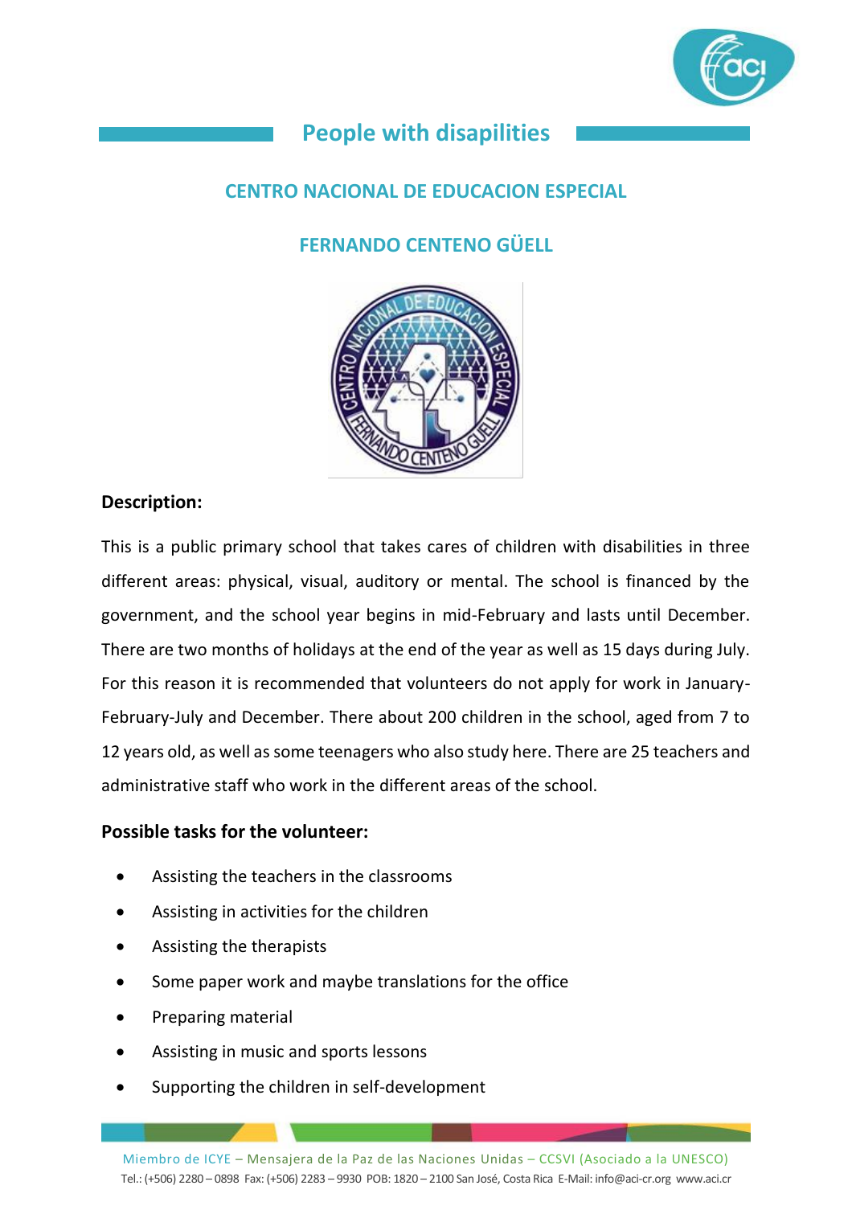## People with disapilities

### CENTRO NACIONAL DE EDUCACION ESPECIAL

### FERNANDO CENTENO GÜELL

**Description:**

This is a public primary school that takes cares of children with disabilities in three different areas: physical, visual, auditory or mental. The school is financed by the government, and the school year begins in mid-February and lasts until December. There are two months of holidays at the end of the year as well as 15 days during July. For this reason it is recommended that volunteers do not apply for work in January-February-July and December. There about 200 children in the school, aged from 7 to 12 years old, as well as some teenagers who also study here. There are 25 teachers and administrative staff who work in the different areas of the school.

**Possible tasks for the volunteer:**

- Assisting the teachers in the classrooms
- Assisting in activities for the children
- Assisting the therapists
- Some paper work and maybe translations for the office
- Preparing material
- Assisting in music and sports lessons
- Supporting the children in self-development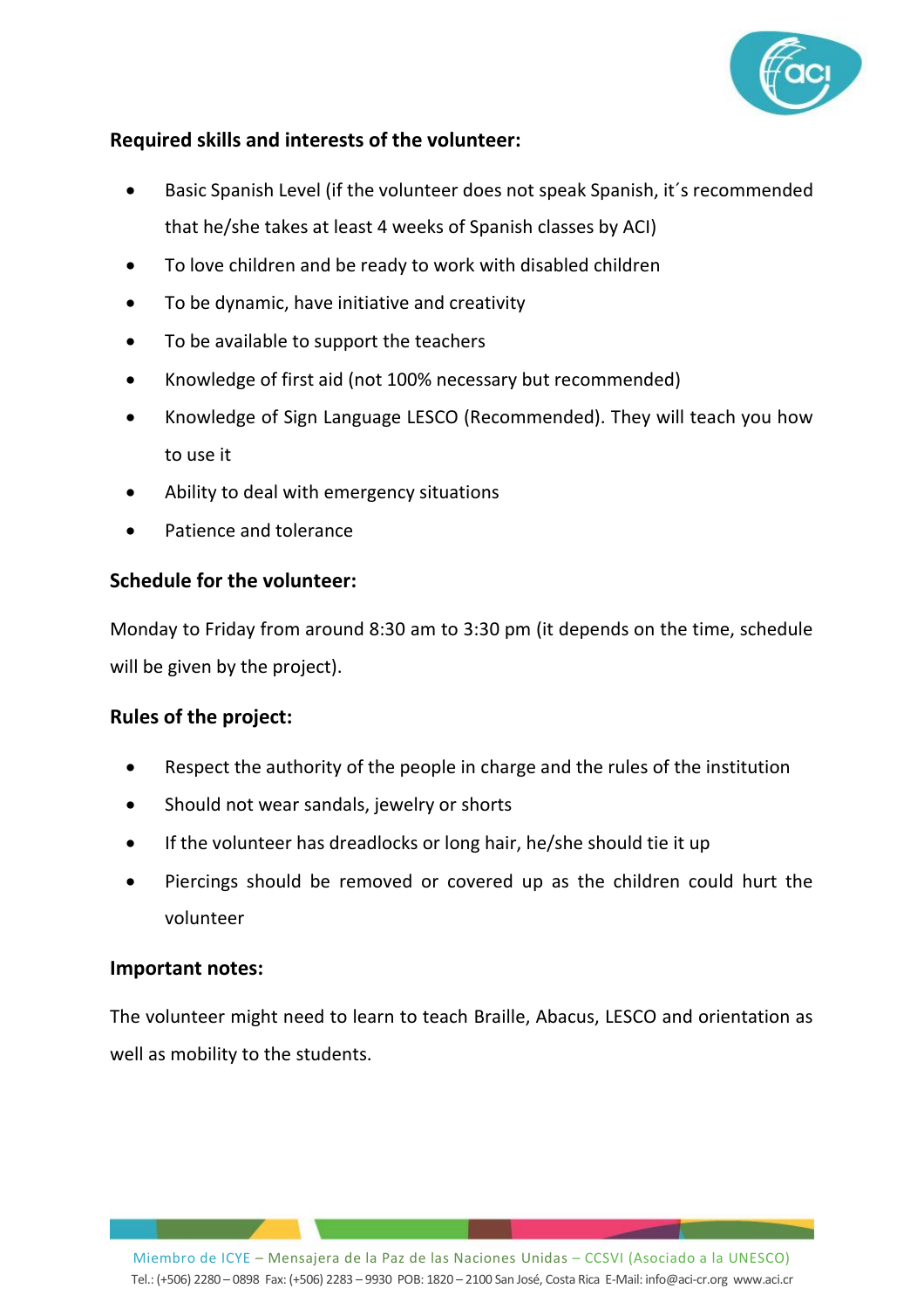**Required skills and interests of the volunteer:**

- Basic Spanish Level (if the volunteer does not speak Spanish, it´s recommended that he/she takes at least 4 weeks of Spanish classes by ACI)
- To love children and be ready to work with disabled children
- To be dynamic, have initiative and creativity
- To be available to support the teachers
- Knowledge of first aid (not 100% necessary but recommended)
- Knowledge of Sign Language LESCO (Recommended). They will teach you how to use it
- Ability to deal with emergency situations
- Patience and tolerance

**Schedule for the volunteer:**

Monday to Friday from around 8:30 am to 3:30 pm (it depends on the time, schedule will be given by the project).

**Rules of the project:**

- Respect the authority of the people in charge and the rules of the institution
- Should not wear sandals, jewelry or shorts
- If the volunteer has dreadlocks or long hair, he/she should tie it up
- Piercings should be removed or covered up as the children could hurt the volunteer

**Important notes:**

The volunteer might need to learn to teach Braille, Abacus, LESCO and orientation as well as mobility to the students.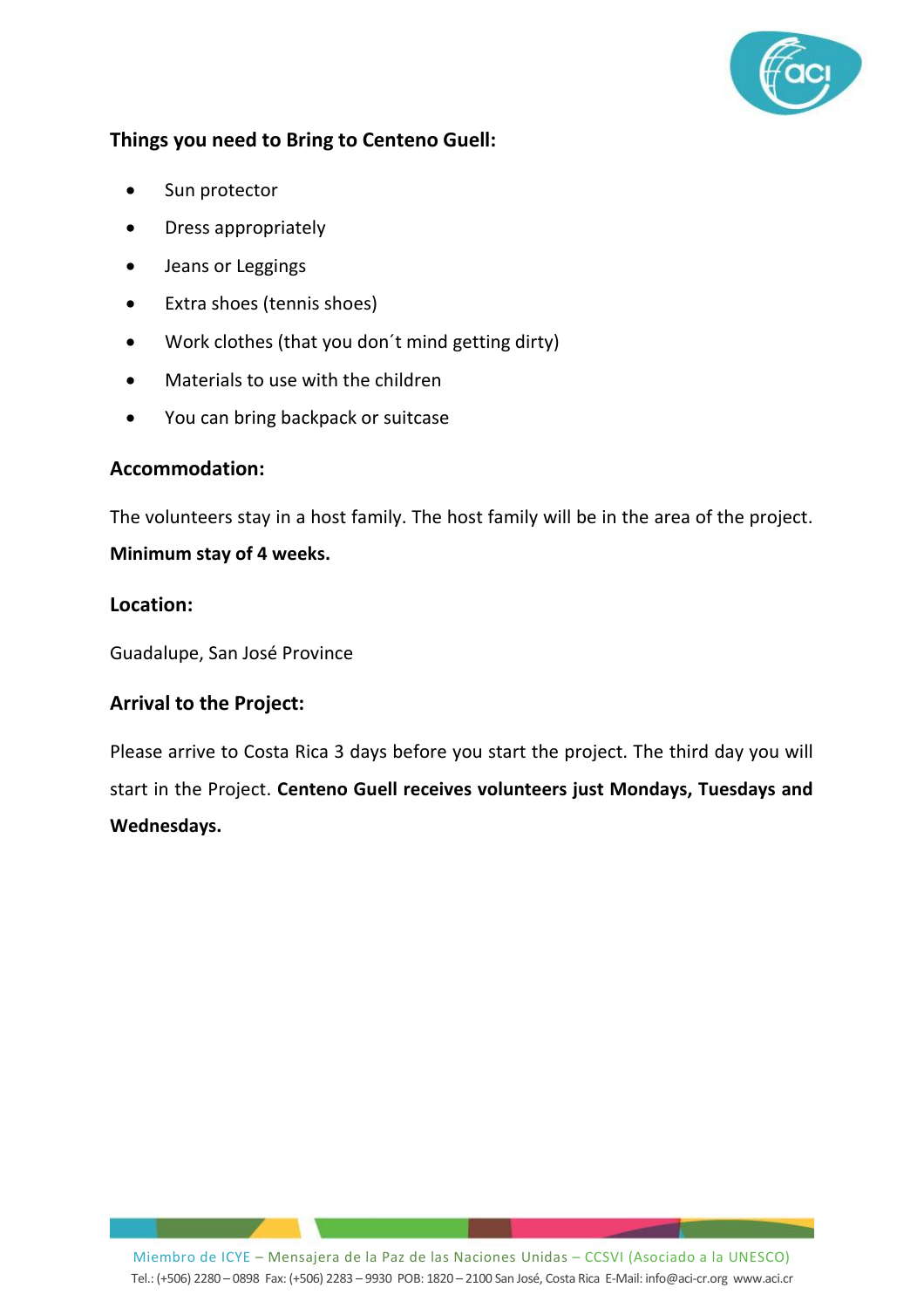### Things you need to Bring to Centeno Guell:

- Sun protector
- Dress appropriately
- Jeans or Leggings
- Extra shoes (tennis shoes)
- Work clothes (that you don´t mind getting dirty)
- Materials to use with the children
- You can bring backpack or suitcase

### Accommodation:

The volunteers stay in a host family. The host family will be in the area of the project.

**Minimum stay of 4 weeks.**

### Location:

Guadalupe, San José Province

### Arrival to the Project:

Please arrive to Costa Rica 3 days before you start the project. The third day you will start in the Project. **Centeno Guell receives volunteers just Mondays, Tuesdays and Wednesdays.**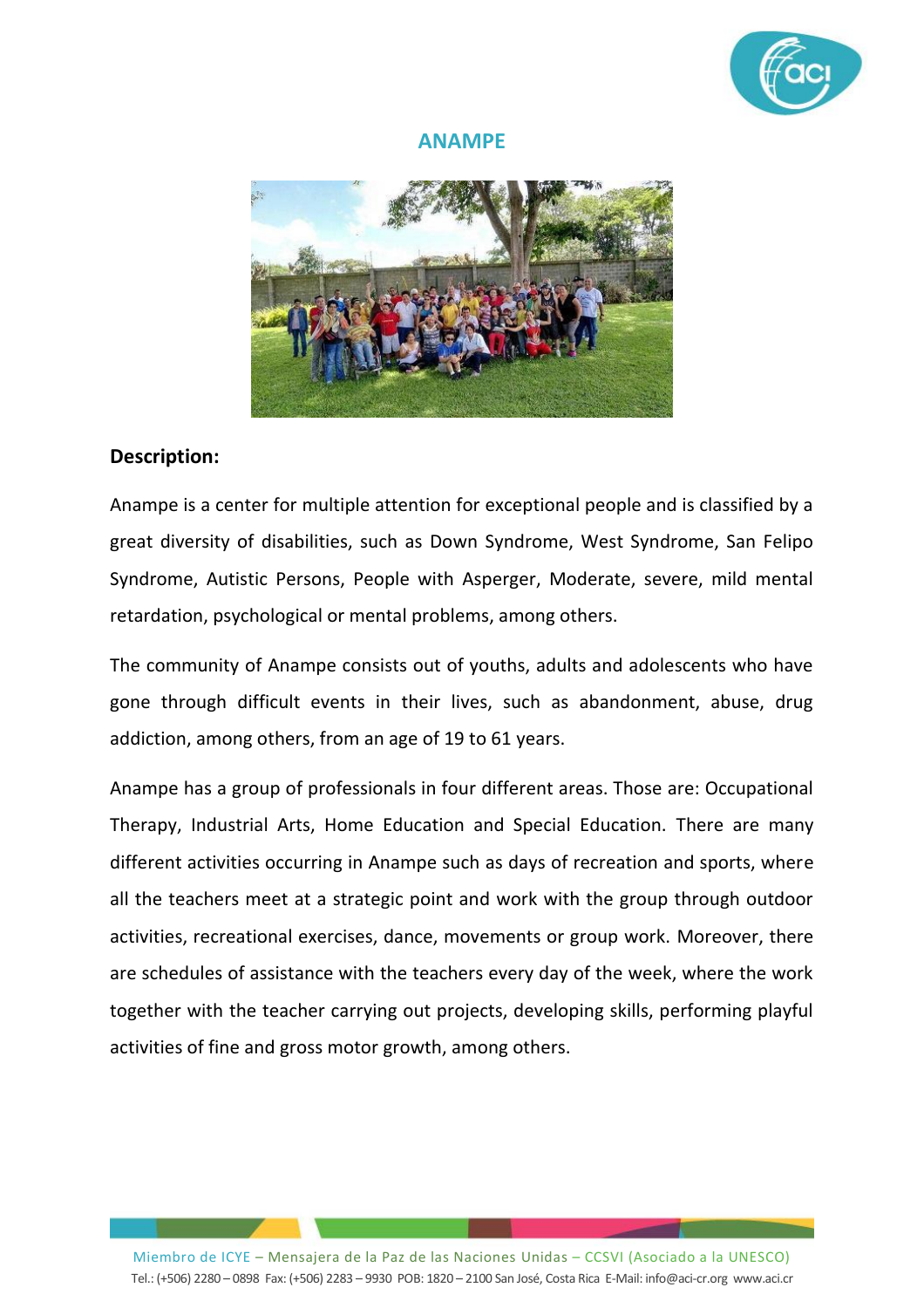# ANAMPE

## Description:

Anampe is a center for multiple attention for exceptional people and is classified by a great diversity of disabilities, such as Down Syndrome, West Syndrome, San Felipo Syndrome, Autistic Persons, People with Asperger, Moderate, severe, mild mental retardation, psychological or mental problems, among others.

The community of Anampe consists out of youths, adults and adolescents who have gone through difficult events in their lives, such as abandonment, abuse, drug addiction, among others, from an age of 19 to 61 years.

Anampe has a group of professionals in four different areas. Those are: Occupational Therapy, Industrial Arts, Home Education and Special Education. There are many different activities occurring in Anampe such as days of recreation and sports, where all the teachers meet at a strategic point and work with the group through outdoor activities, recreational exercises, dance, movements or group work. Moreover, there are schedules of assistance with the teachers every day of the week, where the work together with the teacher carrying out projects, developing skills, performing playful activities of fine and gross motor growth, among others.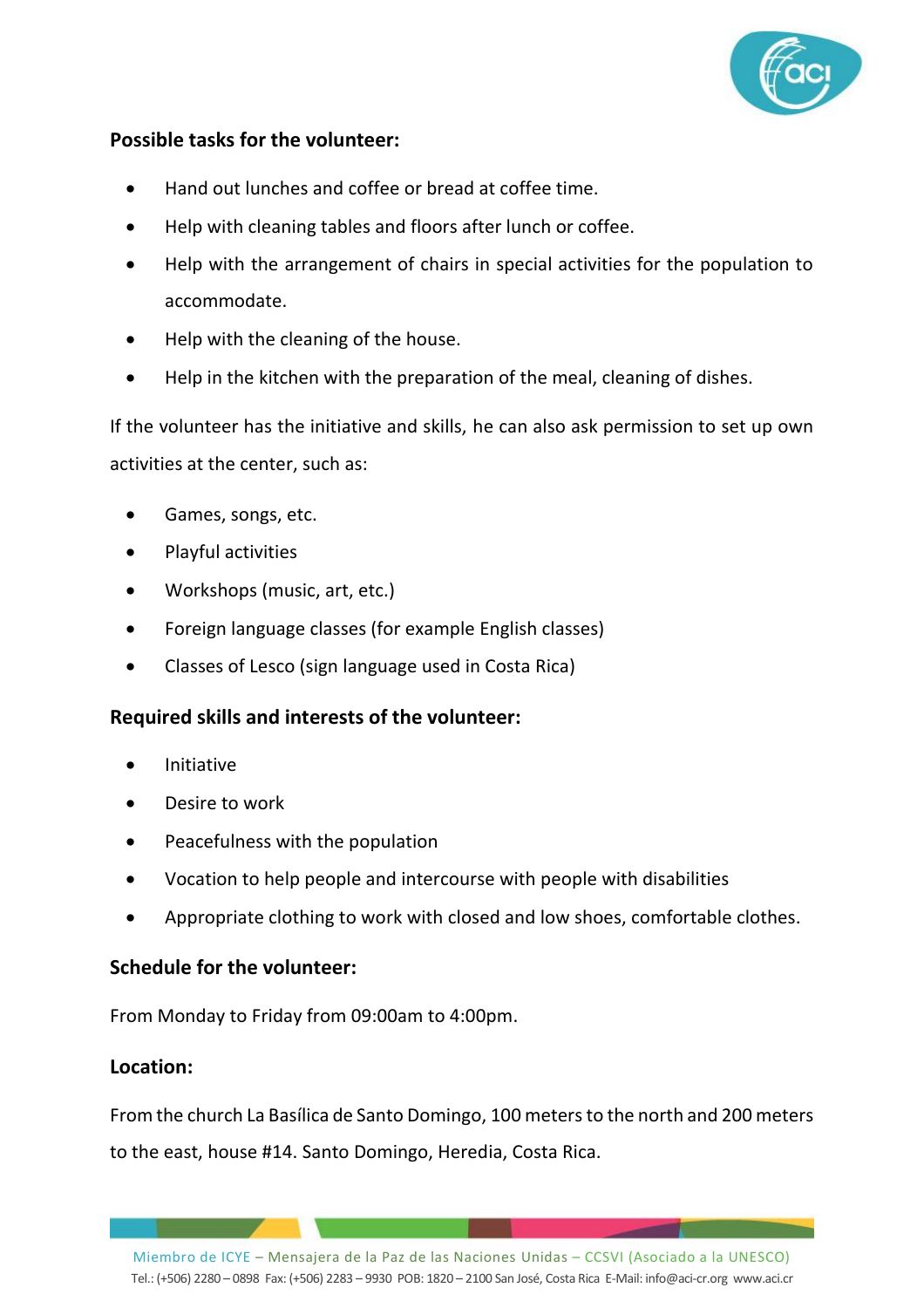### Possible tasks for the volunteer:

- Hand out lunches and coffee or bread at coffee time.
- Help with cleaning tables and floors after lunch or coffee.
- Help with the arrangement of chairs in special activities for the population to accommodate.
- Help with the cleaning of the house.
- Help in the kitchen with the preparation of the meal, cleaning of dishes.

If the volunteer has the initiative and skills, he can also ask permission to set up own activities at the center, such as:

- Games, songs, etc.
- Playful activities
- Workshops (music, art, etc.)
- Foreign language classes (for example English classes)
- Classes of Lesco (sign language used in Costa Rica)

### Required skills and interests of the volunteer:

- Initiative
- Desire to work
- Peacefulness with the population
- Vocation to help people and intercourse with people with disabilities
- Appropriate clothing to work with closed and low shoes, comfortable clothes.

### Schedule for the volunteer:

From Monday to Friday from 09:00am to 4:00pm.

### Location:

From the church La Basílica de Santo Domingo, 100 meters to the north and 200 meters to the east, house #14. Santo Domingo, Heredia, Costa Rica.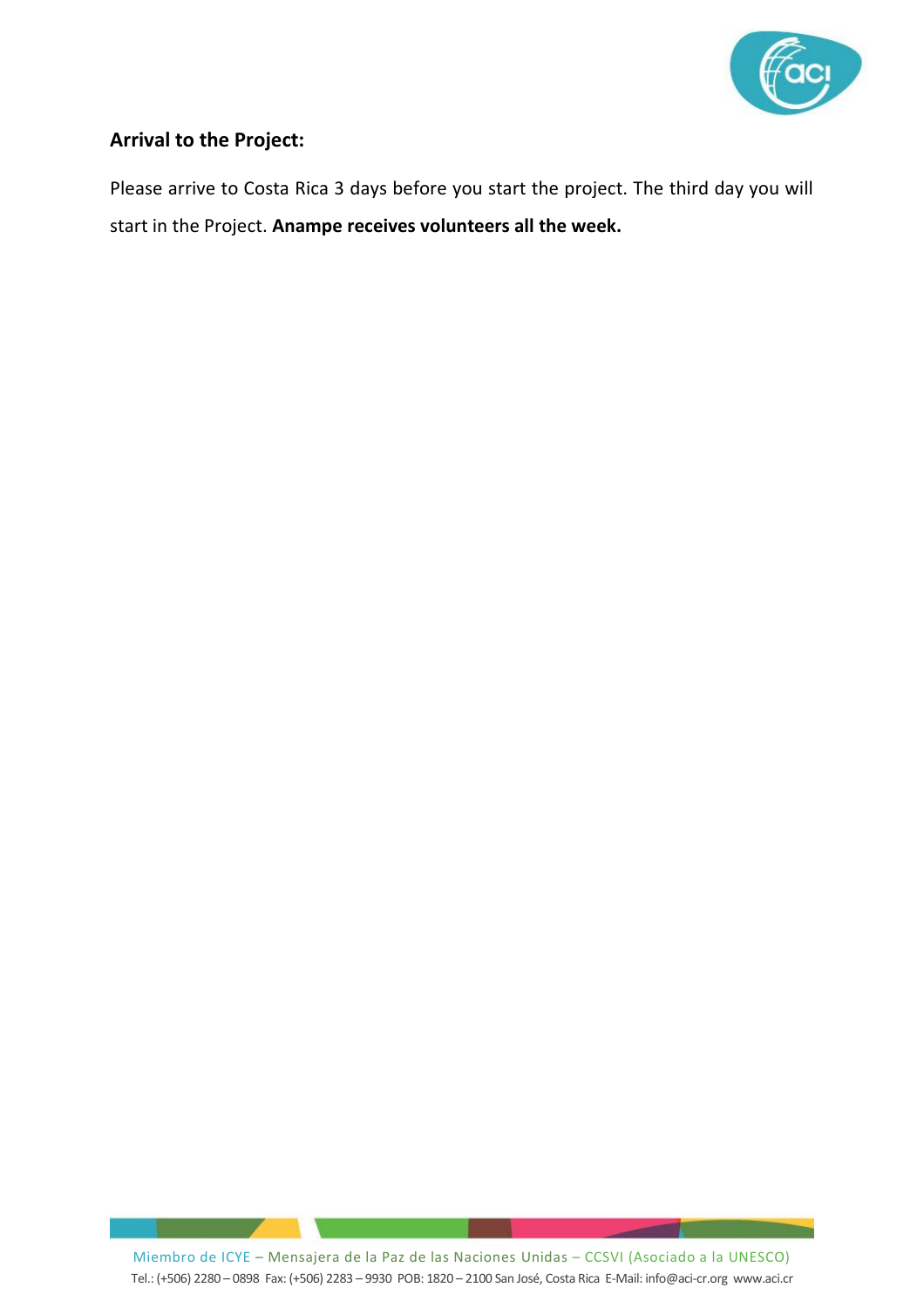## Arrival to the Project:

Please arrive to Costa Rica 3 days before you start the project. The third day you will start in the Project. **Anampe receives volunteers all the week.**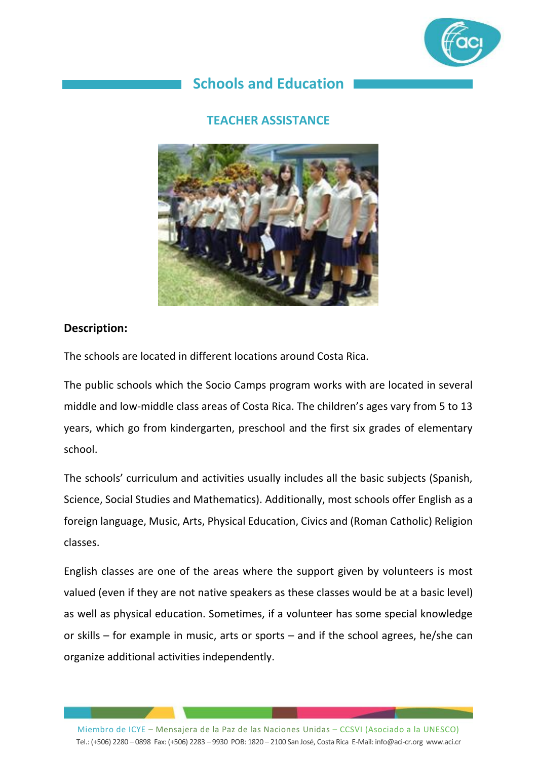## Schools and Education

### TEACHER ASSISTANCE

**Description:**

The schools are located in different locations around Costa Rica.

The public schools which the Socio Camps program works with are located in several middle and low-middle class areas of Costa Rica. The children's ages vary from 5 to 13 years, which go from kindergarten, preschool and the first six grades of elementary school.

The schools' curriculum and activities usually includes all the basic subjects (Spanish, Science, Social Studies and Mathematics). Additionally, most schools offer English as a foreign language, Music, Arts, Physical Education, Civics and (Roman Catholic) Religion classes.

English classes are one of the areas where the support given by volunteers is most valued (even if they are not native speakers as these classes would be at a basic level) as well as physical education. Sometimes, if a volunteer has some special knowledge or skills – for example in music, arts or sports – and if the school agrees, he/she can organize additional activities independently.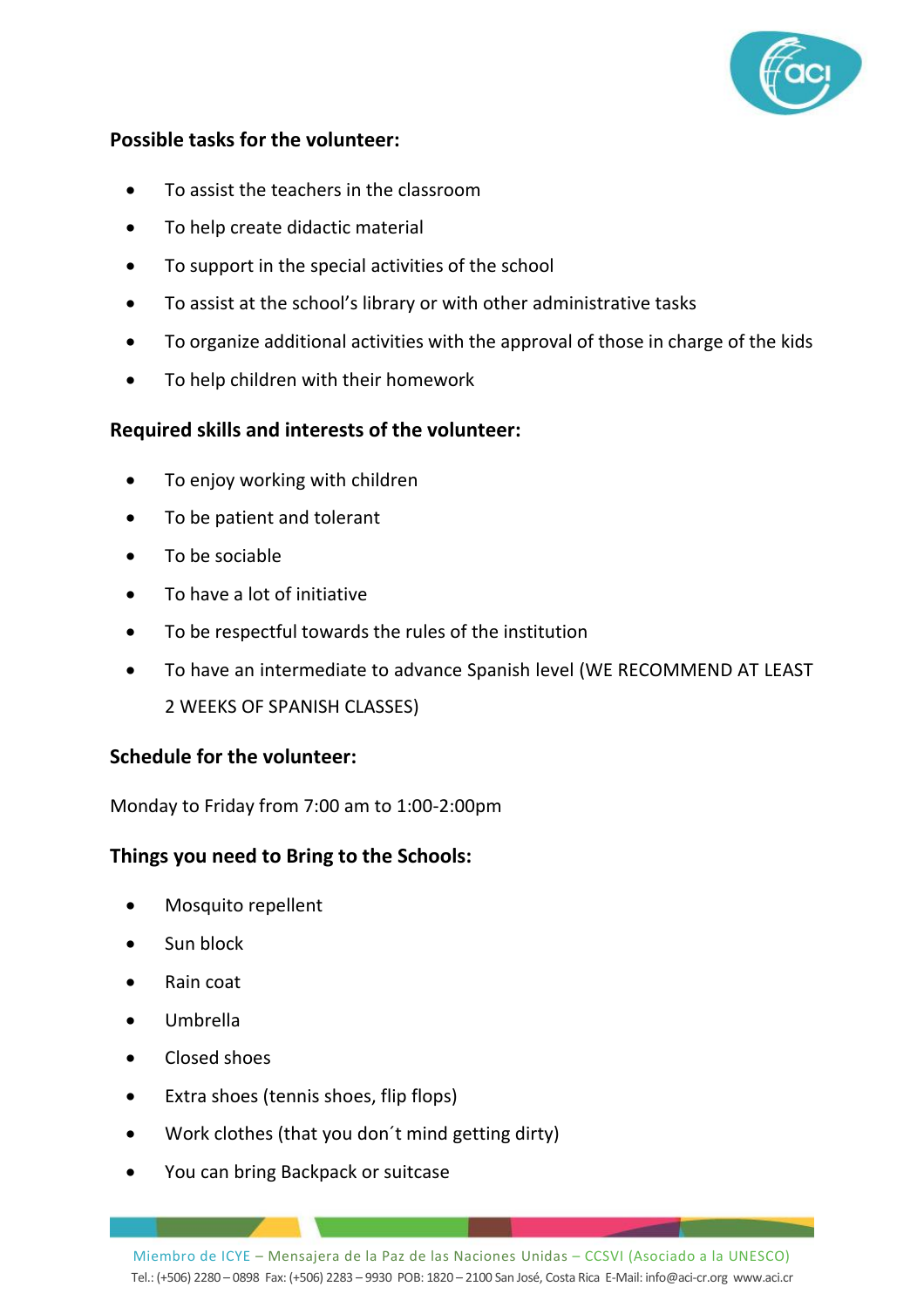**Possible tasks for the volunteer:**

- To assist the teachers in the classroom
- To help create didactic material
- To support in the special activities of the school
- To assist at the school's library or with other administrative tasks
- To organize additional activities with the approval of those in charge of the kids
- To help children with their homework

**Required skills and interests of the volunteer:**

- To enjoy working with children
- To be patient and tolerant
- To be sociable
- To have a lot of initiative
- To be respectful towards the rules of the institution
- To have an intermediate to advance Spanish level (WE RECOMMEND AT LEAST 2 WEEKS OF SPANISH CLASSES)

**Schedule for the volunteer:**

Monday to Friday from 7:00 am to 1:00-2:00pm

**Things you need to Bring to the Schools:**

- Mosquito repellent
- Sun block
- Rain coat
- Umbrella
- Closed shoes
- Extra shoes (tennis shoes, flip flops)
- Work clothes (that you don´t mind getting dirty)
- You can bring Backpack or suitcase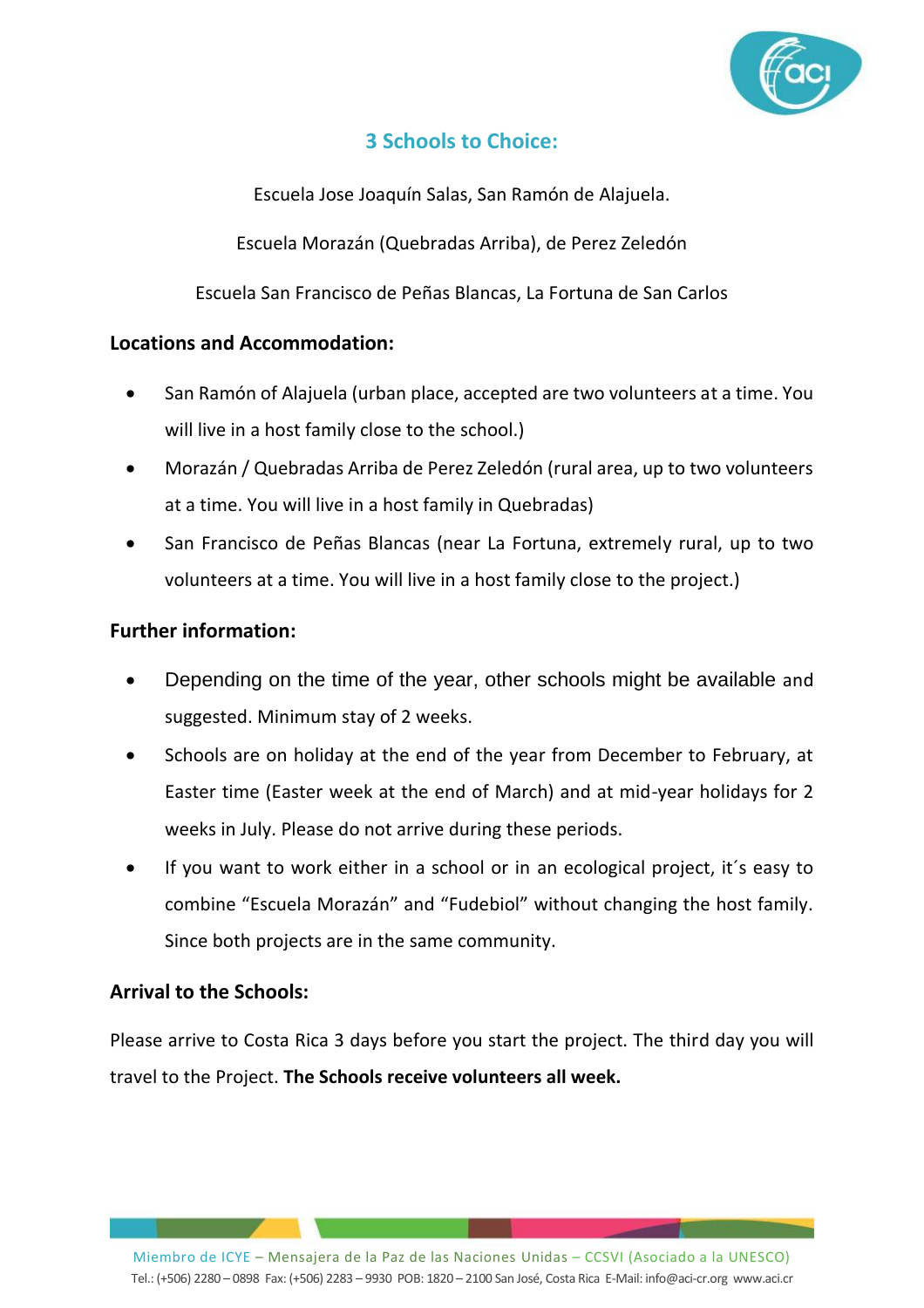## 3 Schools to Choice:

Escuela Jose Joaquín Salas, San Ramón de Alajuela.

Escuela Morazán (Quebradas Arriba), de Perez Zeledón

Escuela San Francisco de Peñas Blancas, La Fortuna de San Carlos

### Locations and Accommodation:

- San Ramón of Alajuela (urban place, accepted are two volunteers at a time. You will live in a host family close to the school.)
- Morazán / Quebradas Arriba de Perez Zeledón (rural area, up to two volunteers at a time. You will live in a host family in Quebradas)
- San Francisco de Peñas Blancas (near La Fortuna, extremely rural, up to two volunteers at a time. You will live in a host family close to the project.)

### Further information:

- Depending on the time of the year, other schools might be available and suggested. Minimum stay of 2 weeks.
- Schools are on holiday at the end of the year from December to February, at Easter time (Easter week at the end of March) and at mid-year holidays for 2 weeks in July. Please do not arrive during these periods.
- If you want to work either in a school or in an ecological project, it´s easy to combine "Escuela Morazán" and "Fudebiol" without changing the host family. Since both projects are in the same community.

### Arrival to the Schools:

Please arrive to Costa Rica 3 days before you start the project. The third day you will travel to the Project. **The Schools receive volunteers all week.**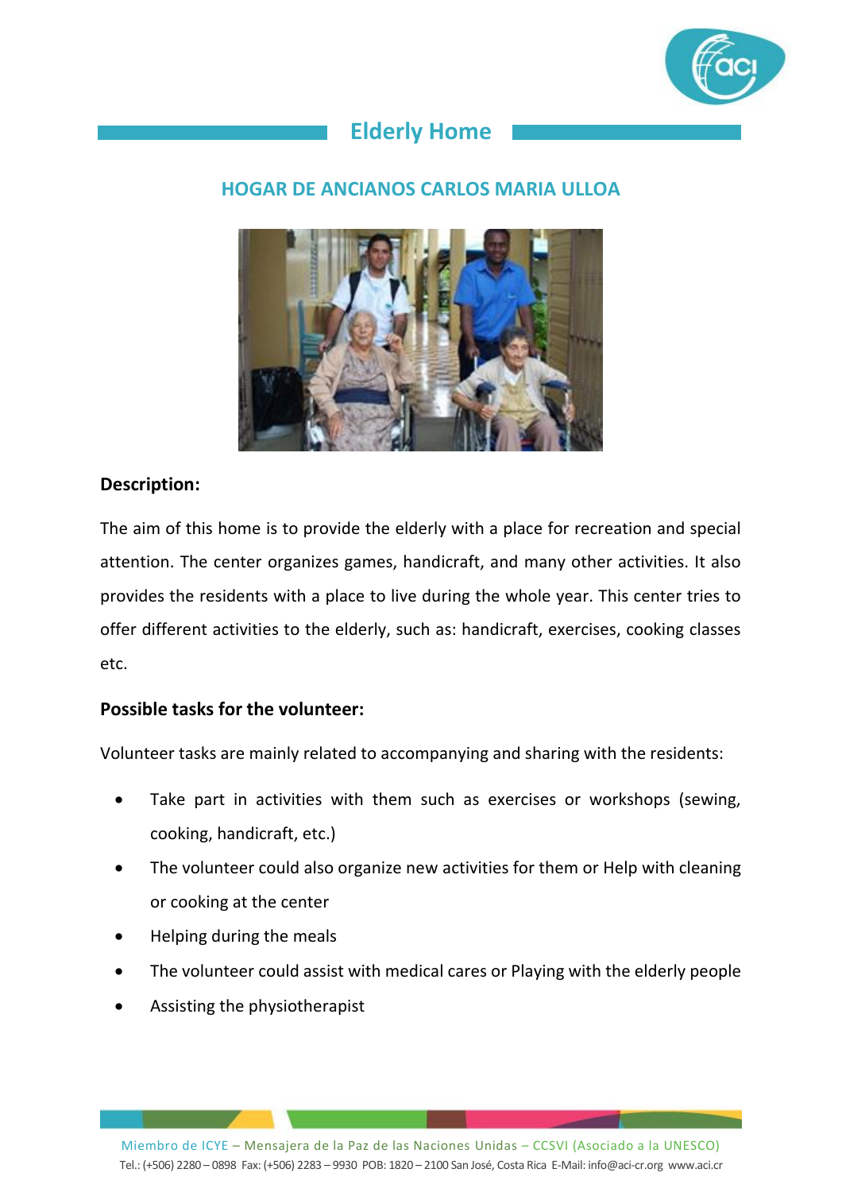# Elderly Home

## HOGAR DE ANCIANOS CARLOS MARIA ULLOA

**Description:**

The aim of this home is to provide the elderly with a place for recreation and special attention. The center organizes games, handicraft, and many other activities. It also provides the residents with a place to live during the whole year. This center tries to offer different activities to the elderly, such as: handicraft, exercises, cooking classes etc.

**Possible tasks for the volunteer:**

Volunteer tasks are mainly related to accompanying and sharing with the residents:

- Take part in activities with them such as exercises or workshops (sewing, cooking, handicraft, etc.)
- The volunteer could also organize new activities for them or Help with cleaning or cooking at the center
- Helping during the meals
- The volunteer could assist with medical cares or Playing with the elderly people
- Assisting the physiotherapist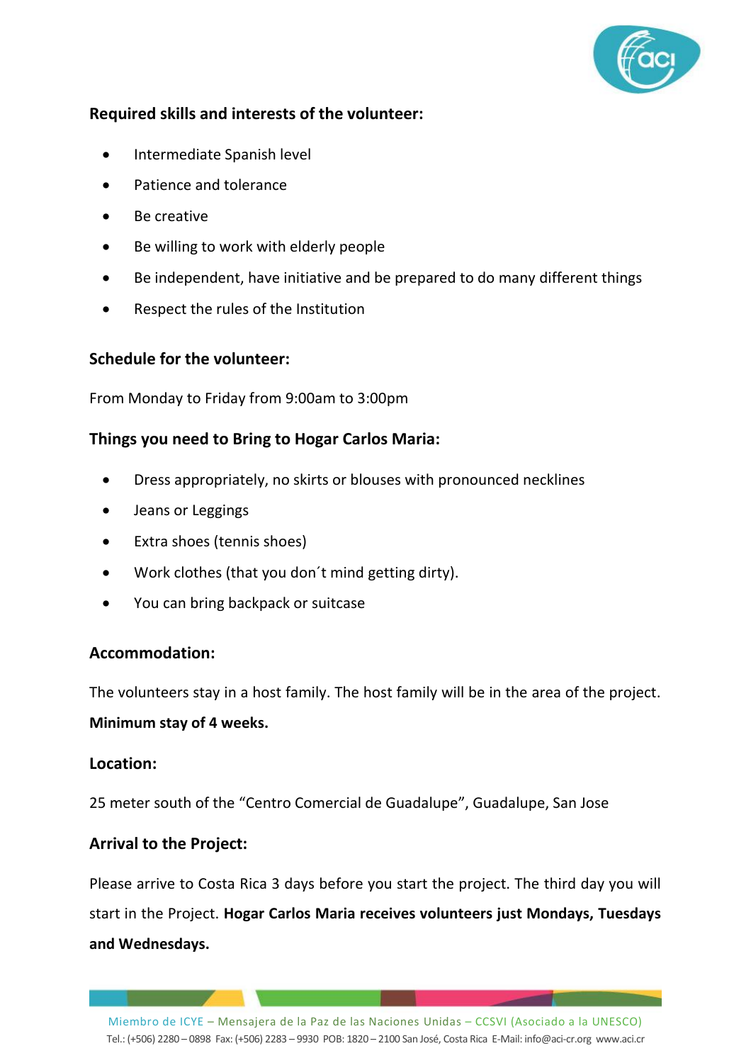**Required skills and interests of the volunteer:**

- Intermediate Spanish level
- Patience and tolerance
- Be creative
- Be willing to work with elderly people
- Be independent, have initiative and be prepared to do many different things
- Respect the rules of the Institution

**Schedule for the volunteer:**

From Monday to Friday from 9:00am to 3:00pm

**Things you need to Bring to Hogar Carlos Maria:**

- Dress appropriately, no skirts or blouses with pronounced necklines
- Jeans or Leggings
- Extra shoes (tennis shoes)
- Work clothes (that you don´t mind getting dirty).
- You can bring backpack or suitcase

**Accommodation:**

The volunteers stay in a host family. The host family will be in the area of the project.

**Minimum stay of 4 weeks.**

**Location:**

25 meter south of the "Centro Comercial de Guadalupe", Guadalupe, San Jose

**Arrival to the Project:**

Please arrive to Costa Rica 3 days before you start the project. The third day you will start in the Project. **Hogar Carlos Maria receives volunteers just Mondays, Tuesdays and Wednesdays.**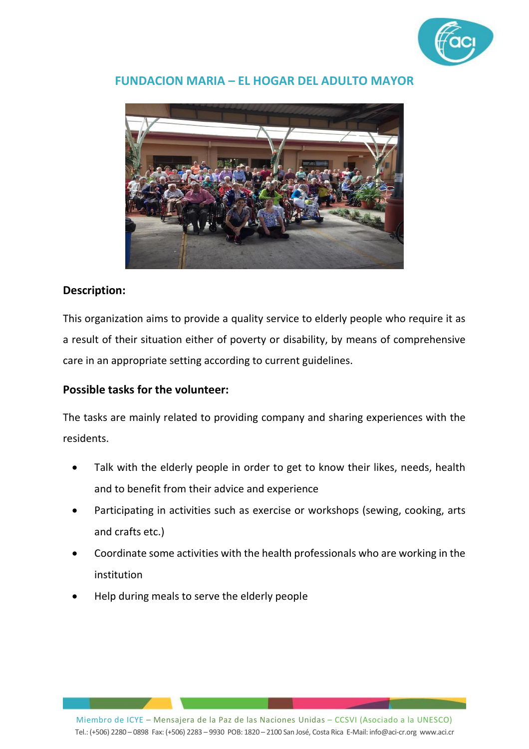## FUNDACION MARIA – EL HOGAR DEL ADULTO MAYOR

**Description:**

This organization aims to provide a quality service to elderly people who require it as a result of their situation either of poverty or disability, by means of comprehensive care in an appropriate setting according to current guidelines.

**Possible tasks for the volunteer:**

The tasks are mainly related to providing company and sharing experiences with the residents.

- Talk with the elderly people in order to get to know their likes, needs, health and to benefit from their advice and experience
- Participating in activities such as exercise or workshops (sewing, cooking, arts and crafts etc.)
- Coordinate some activities with the health professionals who are working in the institution
- Help during meals to serve the elderly people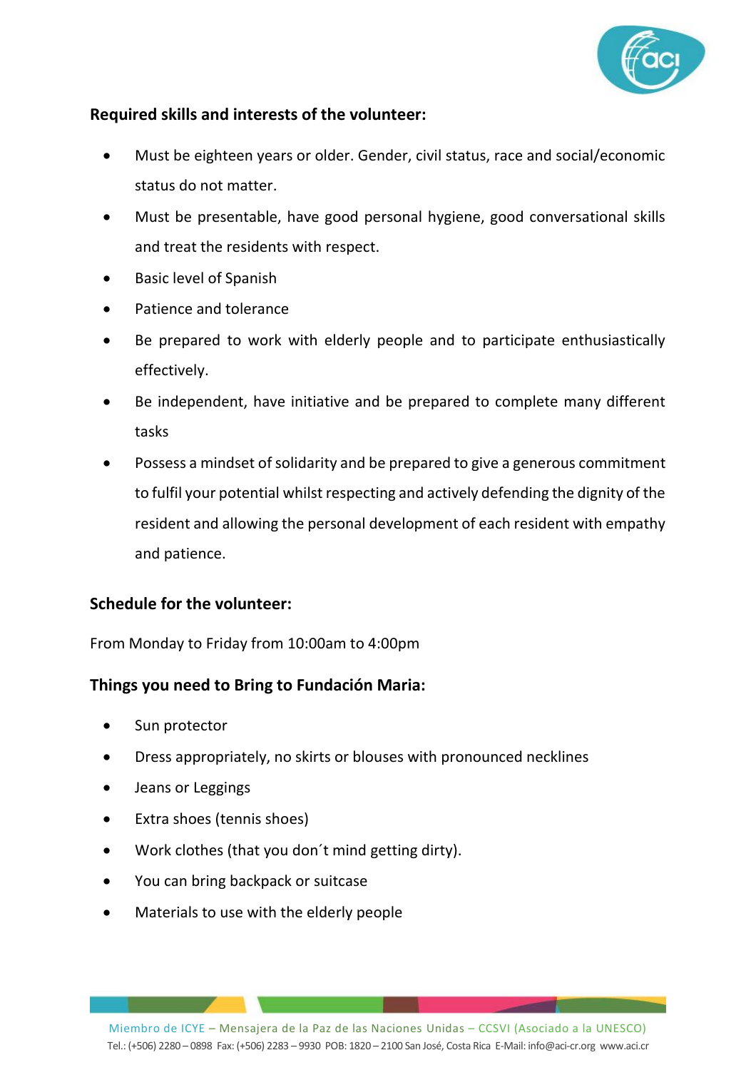**Required skills and interests of the volunteer:**

- Must be eighteen years or older. Gender, civil status, race and social/economic status do not matter.
- Must be presentable, have good personal hygiene, good conversational skills and treat the residents with respect.
- Basic level of Spanish
- Patience and tolerance
- Be prepared to work with elderly people and to participate enthusiastically effectively.
- Be independent, have initiative and be prepared to complete many different tasks
- Possess a mindset of solidarity and be prepared to give a generous commitment to fulfil your potential whilst respecting and actively defending the dignity of the resident and allowing the personal development of each resident with empathy and patience.

**Schedule for the volunteer:**

From Monday to Friday from 10:00am to 4:00pm

**Things you need to Bring to Fundación Maria:**

- Sun protector
- Dress appropriately, no skirts or blouses with pronounced necklines
- Jeans or Leggings
- Extra shoes (tennis shoes)
- Work clothes (that you don´t mind getting dirty).
- You can bring backpack or suitcase
- Materials to use with the elderly people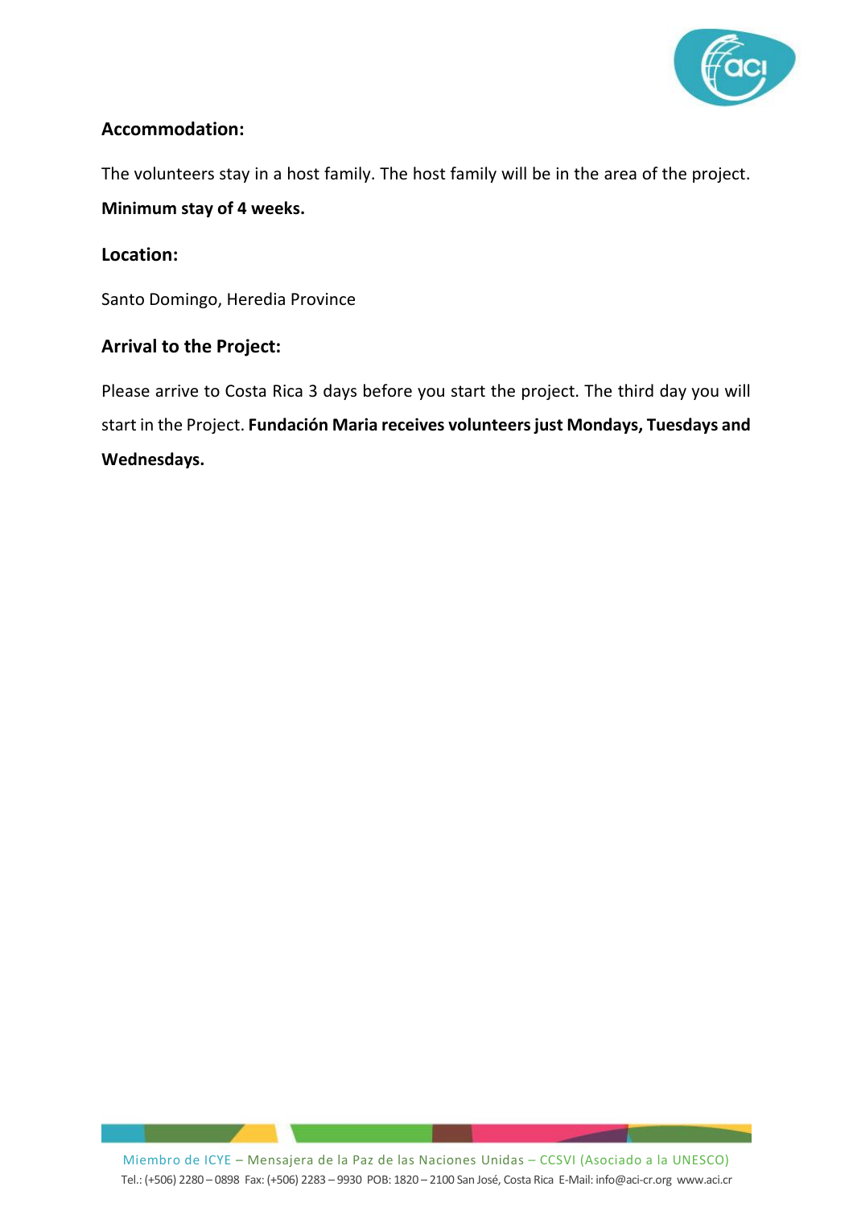### Accommodation:

The volunteers stay in a host family. The host family will be in the area of the project.

**Minimum stay of 4 weeks.**

### Location:

Santo Domingo, Heredia Province

### Arrival to the Project:

Please arrive to Costa Rica 3 days before you start the project. The third day you will start in the Project. **Fundación Maria receives volunteers just Mondays, Tuesdays and Wednesdays.**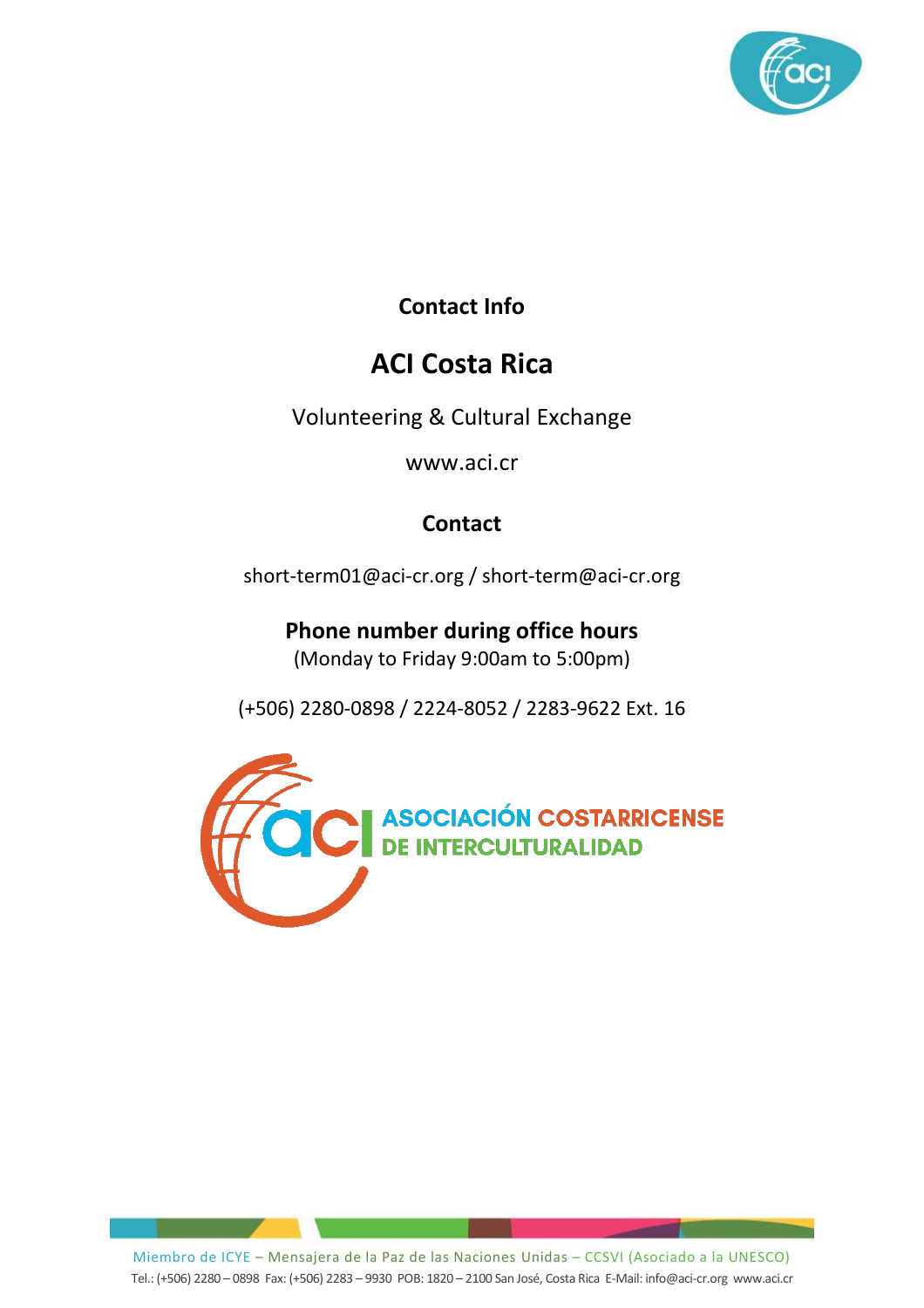**Contact Info**

# ACI Costa Rica

Volunteering & Cultural Exchange

www.aci.cr

**Contact**

short-term01@aci-cr.org / short-term@aci-cr.org

**Phone number during office hours**
(Monday to Friday 9:00am to 5:00pm)

(+506) 2280-0898 / 2224-8052 / 2283-9622 Ext. 16

ASOCIACIÓN COSTARRICENSE DE INTERCULTURALIDAD